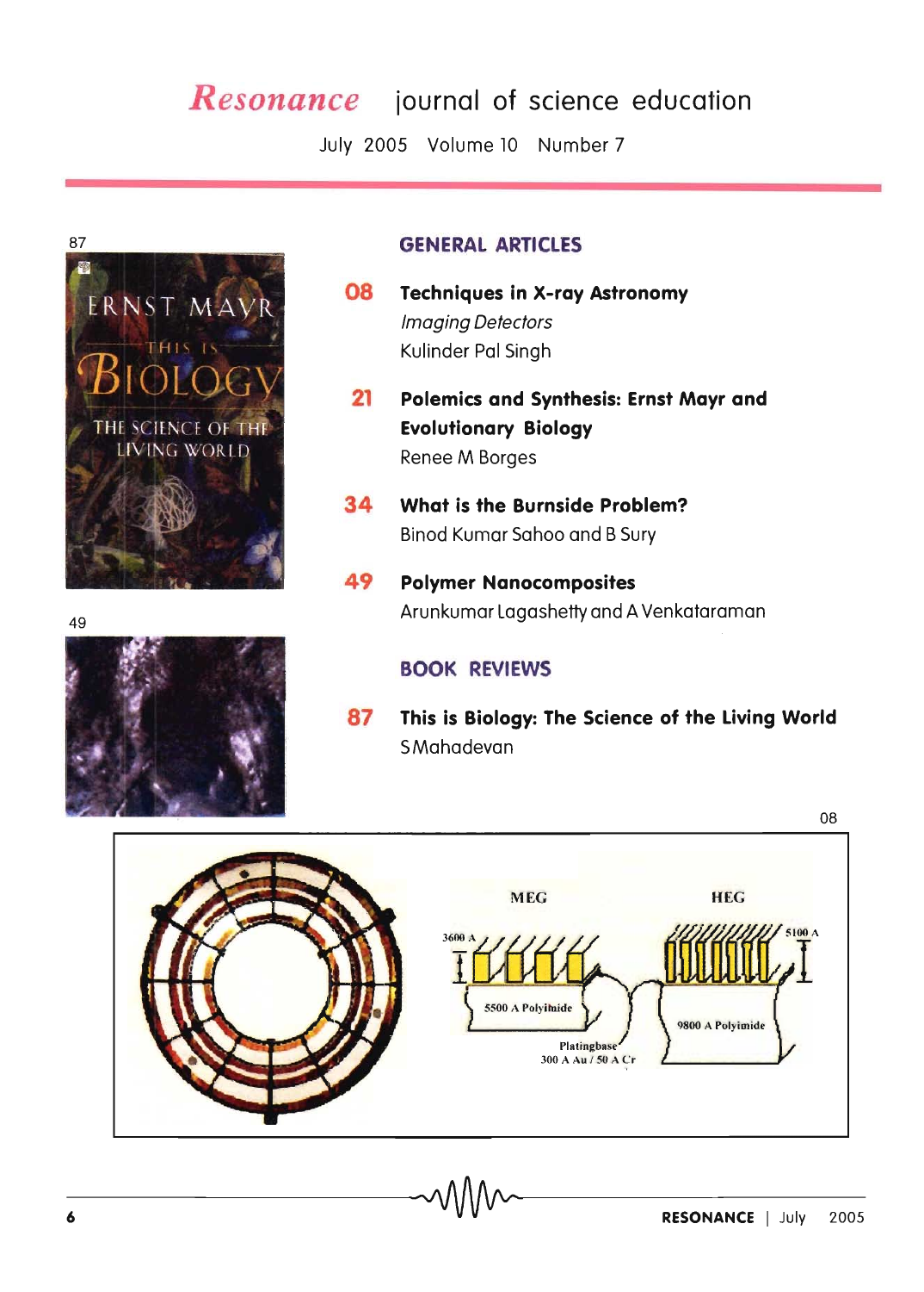# *Resonance* journal of science education

July 2005 Volume 10 Number 7

## GENERAL ARTICLES

**08** **Techniques in X-ray Astronomy**
*Imaging Detectors*
Kulinder Pal Singh

**21** **Polemics and Synthesis: Ernst Mayr and Evolutionary Biology**
Renee M Borges

**34** **What is the Burnside Problem?**
Binod Kumar Sahoo and B Sury

**49** **Polymer Nanocomposites**
Arunkumar Lagashetty and A Venkataraman

## BOOK REVIEWS

**87** **This is Biology: The Science of the Living World**
S Mahadevan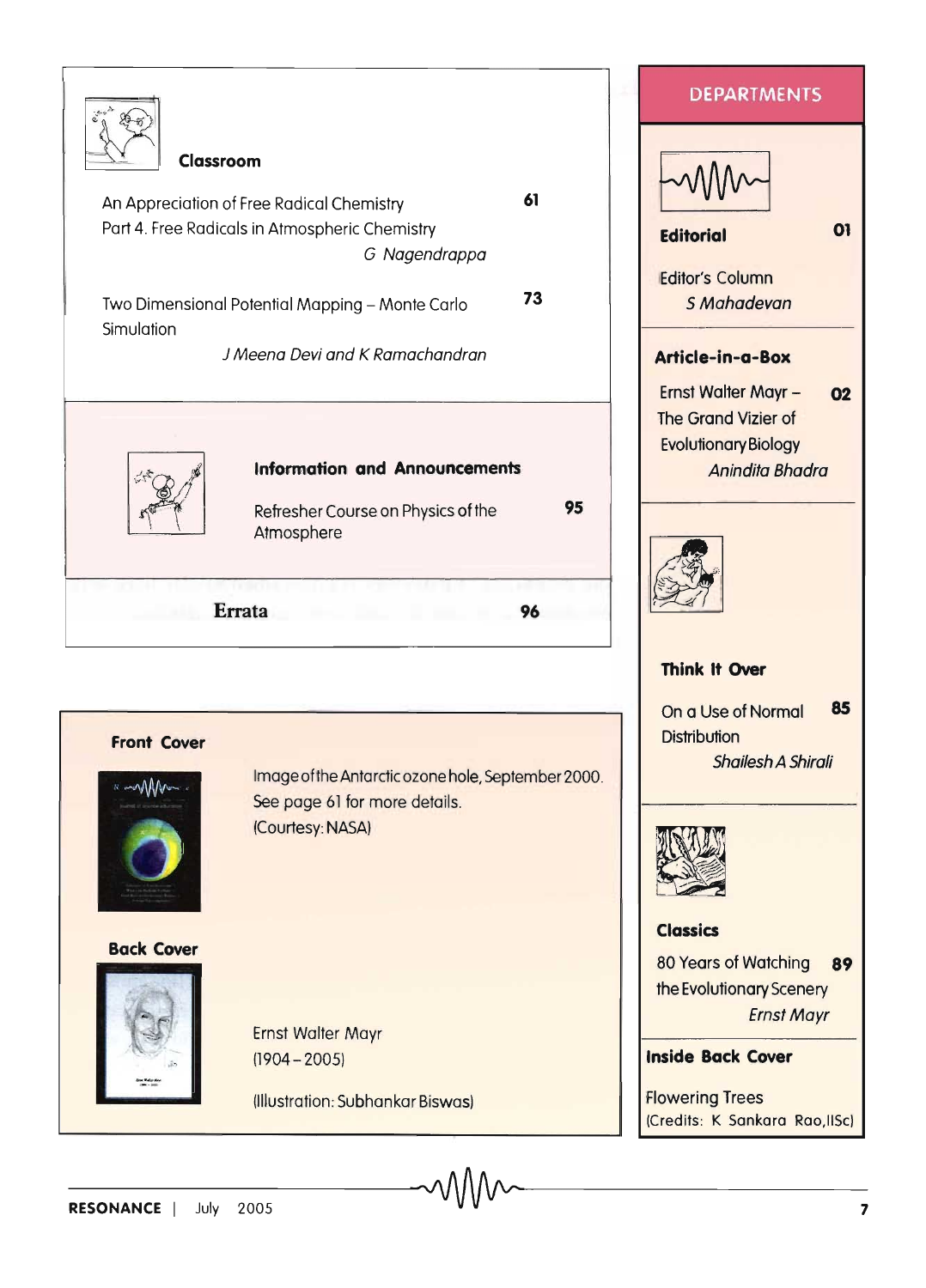## Classroom

An Appreciation of Free Radical Chemistry — 61
Part 4. Free Radicals in Atmospheric Chemistry
*G Nagendrappa*

Two Dimensional Potential Mapping – Monte Carlo Simulation — 73
*J Meena Devi and K Ramachandran*

## Information and Announcements

Refresher Course on Physics of the Atmosphere — 95

## Errata — 96

## Front Cover

Image of the Antarctic ozone hole, September 2000. See page 61 for more details. (Courtesy: NASA)

## Back Cover

Ernst Walter Mayr (1904 – 2005)

(Illustration: Subhankar Biswas)

# DEPARTMENTS

## Editorial — 01

Editor's Column
*S Mahadevan*

## Article-in-a-Box

Ernst Walter Mayr – The Grand Vizier of Evolutionary Biology — 02
*Anindita Bhadra*

## Think It Over

On a Use of Normal Distribution — 85
*Shailesh A Shirali*

## Classics

80 Years of Watching the Evolutionary Scenery — 89
*Ernst Mayr*

## Inside Back Cover

Flowering Trees
(Credits: K Sankara Rao, IISc)